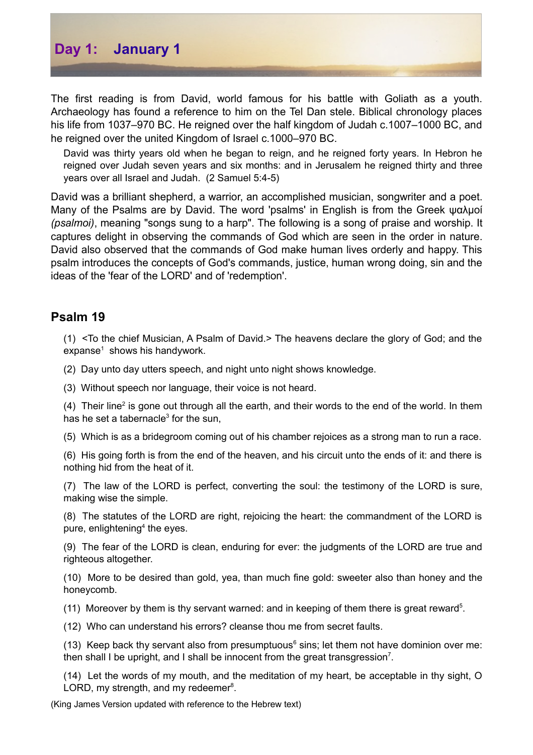# Day 1: January 1

The first reading is from David, world famous for his battle with Goliath as a youth. Archaeology has found a reference to him on the Tel Dan stele. Biblical chronology places his life from 1037–970 BC. He reigned over the half kingdom of Judah c.1007–1000 BC, and he reigned over the united Kingdom of Israel c.1000–970 BC.

> David was thirty years old when he began to reign, and he reigned forty years. In Hebron he reigned over Judah seven years and six months: and in Jerusalem he reigned thirty and three years over all Israel and Judah. (2 Samuel 5:4-5)

David was a brilliant shepherd, a warrior, an accomplished musician, songwriter and a poet. Many of the Psalms are by David. The word 'psalms' in English is from the Greek ψαλμοί *(psalmoi)*, meaning "songs sung to a harp". The following is a song of praise and worship. It captures delight in observing the commands of God which are seen in the order in nature. David also observed that the commands of God make human lives orderly and happy. This psalm introduces the concepts of God's commands, justice, human wrong doing, sin and the ideas of the 'fear of the LORD' and of 'redemption'.

## Psalm 19

(1) <To the chief Musician, A Psalm of David.> The heavens declare the glory of God; and the expanse[1] shows his handywork.

(2) Day unto day utters speech, and night unto night shows knowledge.

(3) Without speech nor language, their voice is not heard.

(4) Their line[2] is gone out through all the earth, and their words to the end of the world. In them has he set a tabernacle[3] for the sun,

(5) Which is as a bridegroom coming out of his chamber rejoices as a strong man to run a race.

(6) His going forth is from the end of the heaven, and his circuit unto the ends of it: and there is nothing hid from the heat of it.

(7) The law of the LORD is perfect, converting the soul: the testimony of the LORD is sure, making wise the simple.

(8) The statutes of the LORD are right, rejoicing the heart: the commandment of the LORD is pure, enlightening[4] the eyes.

(9) The fear of the LORD is clean, enduring for ever: the judgments of the LORD are true and righteous altogether.

(10) More to be desired than gold, yea, than much fine gold: sweeter also than honey and the honeycomb.

(11) Moreover by them is thy servant warned: and in keeping of them there is great reward[5].

(12) Who can understand his errors? cleanse thou me from secret faults.

(13) Keep back thy servant also from presumptuous[6] sins; let them not have dominion over me: then shall I be upright, and I shall be innocent from the great transgression[7].

(14) Let the words of my mouth, and the meditation of my heart, be acceptable in thy sight, O LORD, my strength, and my redeemer[8].

(King James Version updated with reference to the Hebrew text)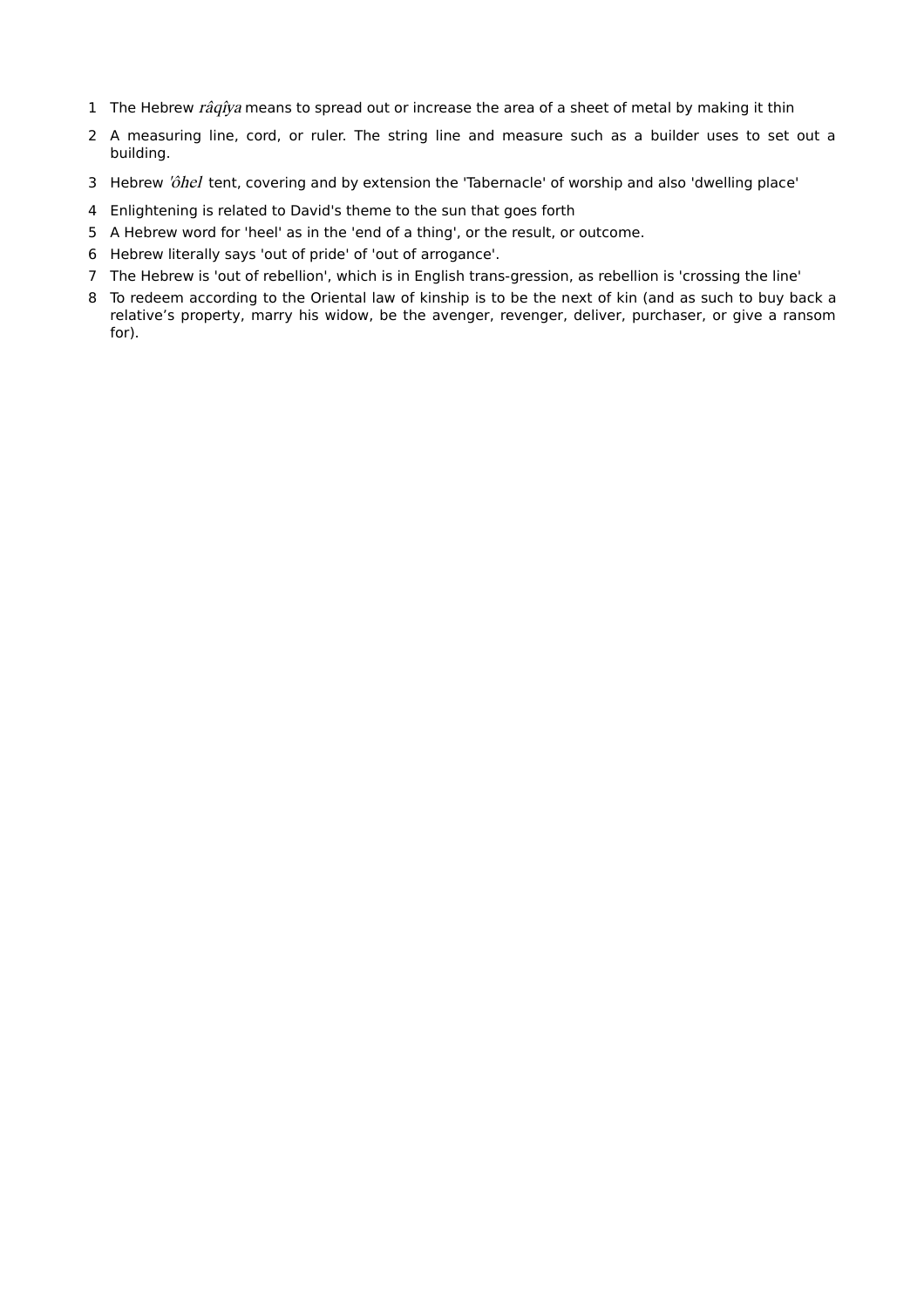1. The Hebrew *râqîya* means to spread out or increase the area of a sheet of metal by making it thin
2. A measuring line, cord, or ruler. The string line and measure such as a builder uses to set out a building.
3. Hebrew *'ôhel* tent, covering and by extension the 'Tabernacle' of worship and also 'dwelling place'
4. Enlightening is related to David's theme to the sun that goes forth
5. A Hebrew word for 'heel' as in the 'end of a thing', or the result, or outcome.
6. Hebrew literally says 'out of pride' of 'out of arrogance'.
7. The Hebrew is 'out of rebellion', which is in English trans-gression, as rebellion is 'crossing the line'
8. To redeem according to the Oriental law of kinship is to be the next of kin (and as such to buy back a relative's property, marry his widow, be the avenger, revenger, deliver, purchaser, or give a ransom for).